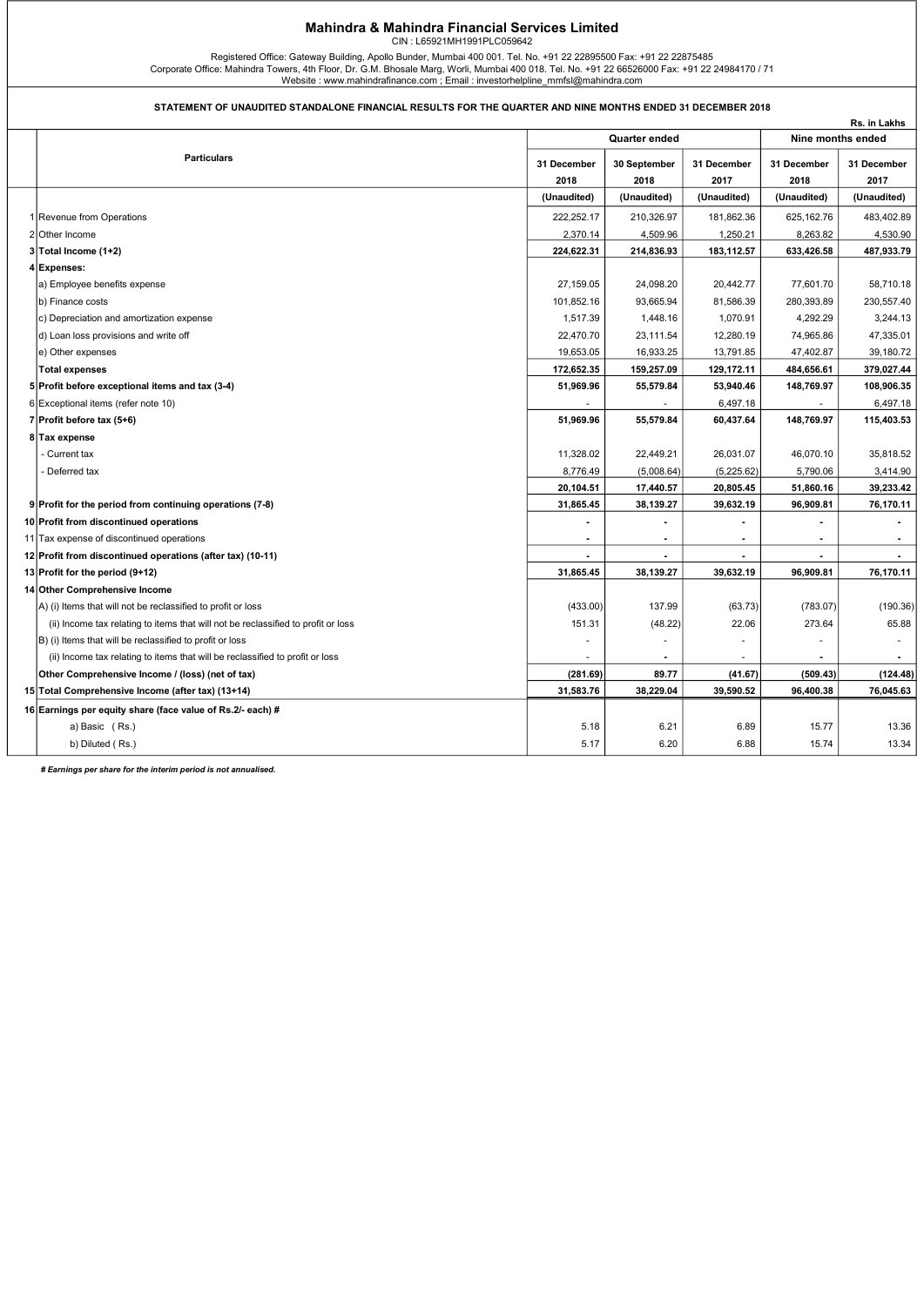# Mahindra & Mahindra Financial Services Limited

CIN : L65921MH1991PLC059642

Registered Office: Gateway Building, Apollo Bunder, Mumbai 400 001. Tel. No. +91 22 22895500 Fax: +91 22 22875485
Corporate Office: Mahindra Towers, 4th Floor, Dr. G.M. Bhosale Marg, Worli, Mumbai 400 018. Tel. No. +91 22 66526000 Fax: +91 22 24984170 / 71
Website : www.mahindrafinance.com ; Email : investorhelpline_mmfsl@mahindra.com

## STATEMENT OF UNAUDITED STANDALONE FINANCIAL RESULTS FOR THE QUARTER AND NINE MONTHS ENDED 31 DECEMBER 2018

Rs. in Lakhs

| | Particulars | Quarter ended | | | Nine months ended | |
|---|---|---|---|---|---|---|
| | | 31 December 2018 | 30 September 2018 | 31 December 2017 | 31 December 2018 | 31 December 2017 |
| | | (Unaudited) | (Unaudited) | (Unaudited) | (Unaudited) | (Unaudited) |
| 1 | Revenue from Operations | 222,252.17 | 210,326.97 | 181,862.36 | 625,162.76 | 483,402.89 |
| 2 | Other Income | 2,370.14 | 4,509.96 | 1,250.21 | 8,263.82 | 4,530.90 |
| **3** | **Total Income (1+2)** | **224,622.31** | **214,836.93** | **183,112.57** | **633,426.58** | **487,933.79** |
| **4** | **Expenses:** | | | | | |
| | a) Employee benefits expense | 27,159.05 | 24,098.20 | 20,442.77 | 77,601.70 | 58,710.18 |
| | b) Finance costs | 101,852.16 | 93,665.94 | 81,586.39 | 280,393.89 | 230,557.40 |
| | c) Depreciation and amortization expense | 1,517.39 | 1,448.16 | 1,070.91 | 4,292.29 | 3,244.13 |
| | d) Loan loss provisions and write off | 22,470.70 | 23,111.54 | 12,280.19 | 74,965.86 | 47,335.01 |
| | e) Other expenses | 19,653.05 | 16,933.25 | 13,791.85 | 47,402.87 | 39,180.72 |
| | **Total expenses** | **172,652.35** | **159,257.09** | **129,172.11** | **484,656.61** | **379,027.44** |
| **5** | **Profit before exceptional items and tax (3-4)** | **51,969.96** | **55,579.84** | **53,940.46** | **148,769.97** | **108,906.35** |
| 6 | Exceptional items (refer note 10) | - | - | 6,497.18 | - | 6,497.18 |
| **7** | **Profit before tax (5+6)** | **51,969.96** | **55,579.84** | **60,437.64** | **148,769.97** | **115,403.53** |
| **8** | **Tax expense** | | | | | |
| | - Current tax | 11,328.02 | 22,449.21 | 26,031.07 | 46,070.10 | 35,818.52 |
| | - Deferred tax | 8,776.49 | (5,008.64) | (5,225.62) | 5,790.06 | 3,414.90 |
| | | **20,104.51** | **17,440.57** | **20,805.45** | **51,860.16** | **39,233.42** |
| **9** | **Profit for the period from continuing operations (7-8)** | **31,865.45** | **38,139.27** | **39,632.19** | **96,909.81** | **76,170.11** |
| **10** | **Profit from discontinued operations** | **-** | **-** | **-** | **-** | **-** |
| 11 | Tax expense of discontinued operations | **-** | **-** | **-** | **-** | **-** |
| **12** | **Profit from discontinued operations (after tax) (10-11)** | **-** | **-** | **-** | **-** | **-** |
| **13** | **Profit for the period (9+12)** | **31,865.45** | **38,139.27** | **39,632.19** | **96,909.81** | **76,170.11** |
| **14** | **Other Comprehensive Income** | | | | | |
| | A) (i) Items that will not be reclassified to profit or loss | (433.00) | 137.99 | (63.73) | (783.07) | (190.36) |
| | (ii) Income tax relating to items that will not be reclassified to profit or loss | 151.31 | (48.22) | 22.06 | 273.64 | 65.88 |
| | B) (i) Items that will be reclassified to profit or loss | - | - | - | - | - |
| | (ii) Income tax relating to items that will be reclassified to profit or loss | - | **-** | - | **-** | **-** |
| | **Other Comprehensive Income / (loss) (net of tax)** | **(281.69)** | **89.77** | **(41.67)** | **(509.43)** | **(124.48)** |
| **15** | **Total Comprehensive Income (after tax) (13+14)** | **31,583.76** | **38,229.04** | **39,590.52** | **96,400.38** | **76,045.63** |
| **16** | **Earnings per equity share (face value of Rs.2/- each) #** | | | | | |
| | a) Basic ( Rs.) | 5.18 | 6.21 | 6.89 | 15.77 | 13.36 |
| | b) Diluted ( Rs.) | 5.17 | 6.20 | 6.88 | 15.74 | 13.34 |

***# Earnings per share for the interim period is not annualised.***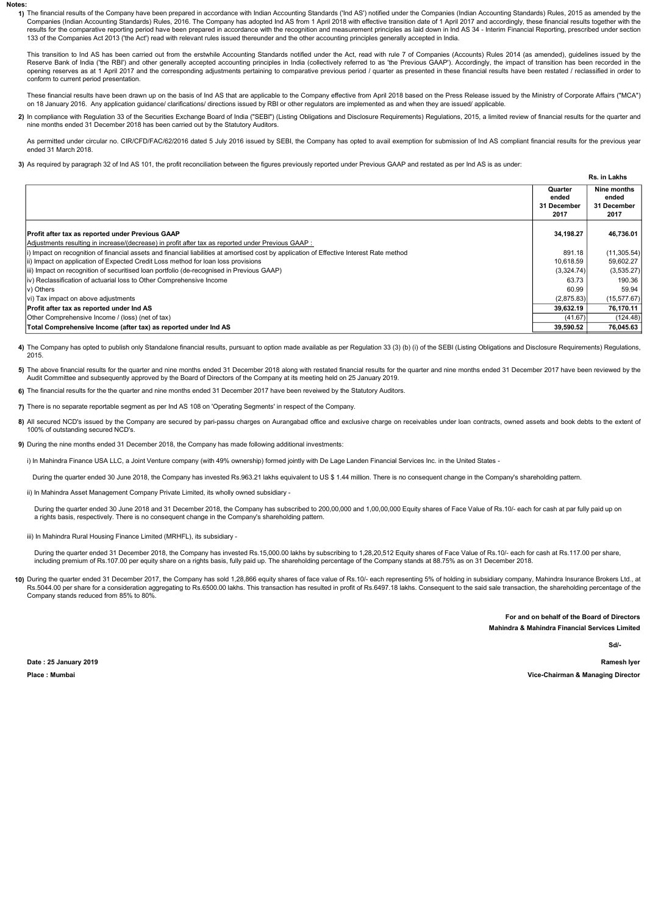**Notes:**

1) The financial results of the Company have been prepared in accordance with Indian Accounting Standards ('Ind AS') notified under the Companies (Indian Accounting Standards) Rules, 2015 as amended by the Companies (Indian Accounting Standards) Rules, 2016. The Company has adopted Ind AS from 1 April 2018 with effective transition date of 1 April 2017 and accordingly, these financial results together with the results for the comparative reporting period have been prepared in accordance with the recognition and measurement principles as laid down in Ind AS 34 - Interim Financial Reporting, prescribed under section 133 of the Companies Act 2013 ('the Act') read with relevant rules issued thereunder and the other accounting principles generally accepted in India.

   This transition to Ind AS has been carried out from the erstwhile Accounting Standards notified under the Act, read with rule 7 of Companies (Accounts) Rules 2014 (as amended), guidelines issued by the Reserve Bank of India ('the RBI') and other generally accepted accounting principles in India (collectively referred to as 'the Previous GAAP'). Accordingly, the impact of transition has been recorded in the opening reserves as at 1 April 2017 and the corresponding adjustments pertaining to comparative previous period / quarter as presented in these financial results have been restated / reclassified in order to conform to current period presentation.

   These financial results have been drawn up on the basis of Ind AS that are applicable to the Company effective from April 2018 based on the Press Release issued by the Ministry of Corporate Affairs ("MCA") on 18 January 2016. Any application guidance/ clarifications/ directions issued by RBI or other regulators are implemented as and when they are issued/ applicable.

2) In compliance with Regulation 33 of the Securities Exchange Board of India ("SEBI") (Listing Obligations and Disclosure Requirements) Regulations, 2015, a limited review of financial results for the quarter and nine months ended 31 December 2018 has been carried out by the Statutory Auditors.

   As permitted under circular no. CIR/CFD/FAC/62/2016 dated 5 July 2016 issued by SEBI, the Company has opted to avail exemption for submission of Ind AS compliant financial results for the previous year ended 31 March 2018.

3) As required by paragraph 32 of Ind AS 101, the profit reconciliation between the figures previously reported under Previous GAAP and restated as per Ind AS is as under:

Rs. in Lakhs

| | Quarter ended 31 December 2017 | Nine months ended 31 December 2017 |
|---|---|---|
| **Profit after tax as reported under Previous GAAP** | **34,198.27** | **46,736.01** |
| Adjustments resulting in increase/(decrease) in profit after tax as reported under Previous GAAP : | | |
| i) Impact on recognition of financial assets and financial liabilities at amortised cost by application of Effective Interest Rate method | 891.18 | (11,305.54) |
| ii) Impact on application of Expected Credit Loss method for loan loss provisions | 10,618.59 | 59,602.27 |
| iii) Impact on recognition of securitised loan portfolio (de-recognised in Previous GAAP) | (3,324.74) | (3,535.27) |
| iv) Reclassification of actuarial loss to Other Comprehensive Income | 63.73 | 190.36 |
| v) Others | 60.99 | 59.94 |
| vi) Tax impact on above adjustments | (2,875.83) | (15,577.67) |
| **Profit after tax as reported under Ind AS** | **39,632.19** | **76,170.11** |
| Other Comprehensive Income / (loss) (net of tax) | (41.67) | (124.48) |
| **Total Comprehensive Income (after tax) as reported under Ind AS** | **39,590.52** | **76,045.63** |

4) The Company has opted to publish only Standalone financial results, pursuant to option made available as per Regulation 33 (3) (b) (i) of the SEBI (Listing Obligations and Disclosure Requirements) Regulations, 2015.

5) The above financial results for the quarter and nine months ended 31 December 2018 along with restated financial results for the quarter and nine months ended 31 December 2017 have been reviewed by the Audit Committee and subsequently approved by the Board of Directors of the Company at its meeting held on 25 January 2019.

6) The financial results for the the quarter and nine months ended 31 December 2017 have been reveiwed by the Statutory Auditors.

7) There is no separate reportable segment as per Ind AS 108 on 'Operating Segments' in respect of the Company.

8) All secured NCD's issued by the Company are secured by pari-passu charges on Aurangabad office and exclusive charge on receivables under loan contracts, owned assets and book debts to the extent of 100% of outstanding secured NCD's.

9) During the nine months ended 31 December 2018, the Company has made following additional investments:

   i) In Mahindra Finance USA LLC, a Joint Venture company (with 49% ownership) formed jointly with De Lage Landen Financial Services Inc. in the United States -

   During the quarter ended 30 June 2018, the Company has invested Rs.963.21 lakhs equivalent to US $ 1.44 million. There is no consequent change in the Company's shareholding pattern.

   ii) In Mahindra Asset Management Company Private Limited, its wholly owned subsidiary -

   During the quarter ended 30 June 2018 and 31 December 2018, the Company has subscribed to 200,00,000 and 1,00,00,000 Equity shares of Face Value of Rs.10/- each for cash at par fully paid up on a rights basis, respectively. There is no consequent change in the Company's shareholding pattern.

   iii) In Mahindra Rural Housing Finance Limited (MRHFL), its subsidiary -

   During the quarter ended 31 December 2018, the Company has invested Rs.15,000.00 lakhs by subscribing to 1,28,20,512 Equity shares of Face Value of Rs.10/- each for cash at Rs.117.00 per share, including premium of Rs.107.00 per equity share on a rights basis, fully paid up. The shareholding percentage of the Company stands at 88.75% as on 31 December 2018.

10) During the quarter ended 31 December 2017, the Company has sold 1,28,866 equity shares of face value of Rs.10/- each representing 5% of holding in subsidiary company, Mahindra Insurance Brokers Ltd., at Rs.5044.00 per share for a consideration aggregating to Rs.6500.00 lakhs. This transaction has resulted in profit of Rs.6497.18 lakhs. Consequent to the said sale transaction, the shareholding percentage of the Company stands reduced from 85% to 80%.

**For and on behalf of the Board of Directors**
**Mahindra & Mahindra Financial Services Limited**

**Sd/-**

**Date : 25 January 2019**
**Place : Mumbai**

**Ramesh Iyer**
**Vice-Chairman & Managing Director**